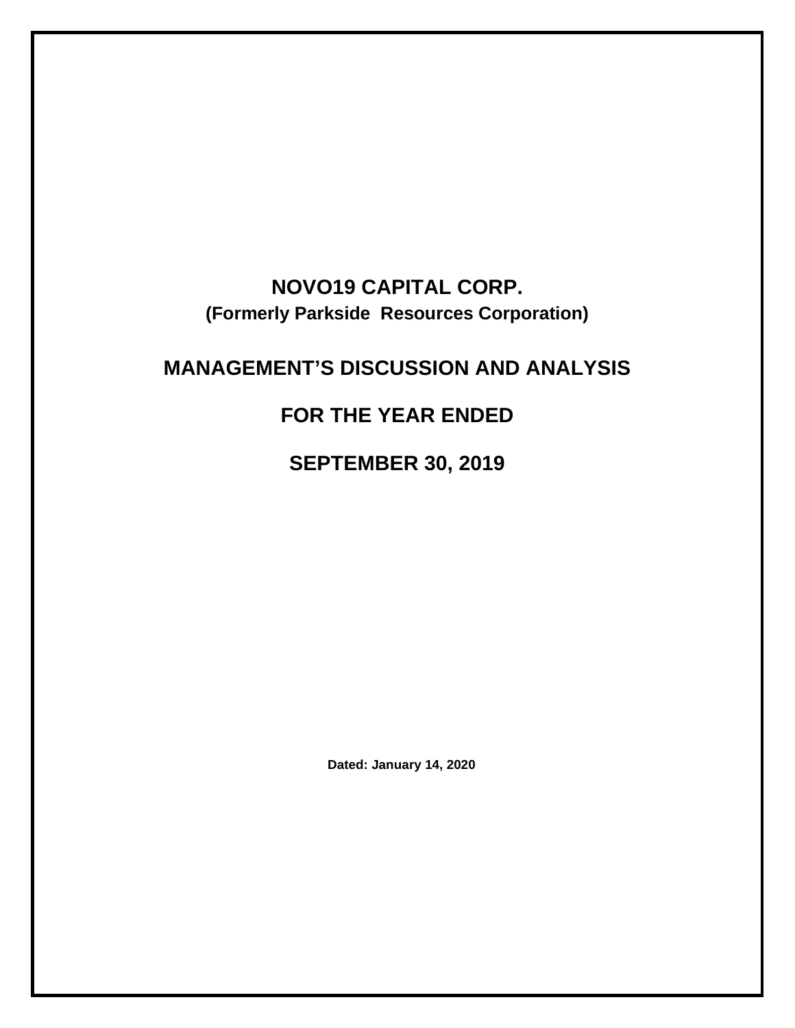# NOVO19 CAPITAL CORP.

**(Formerly Parkside  Resources Corporation)**

# MANAGEMENT'S DISCUSSION AND ANALYSIS

## FOR THE YEAR ENDED

## SEPTEMBER 30, 2019

**Dated: January 14, 2020**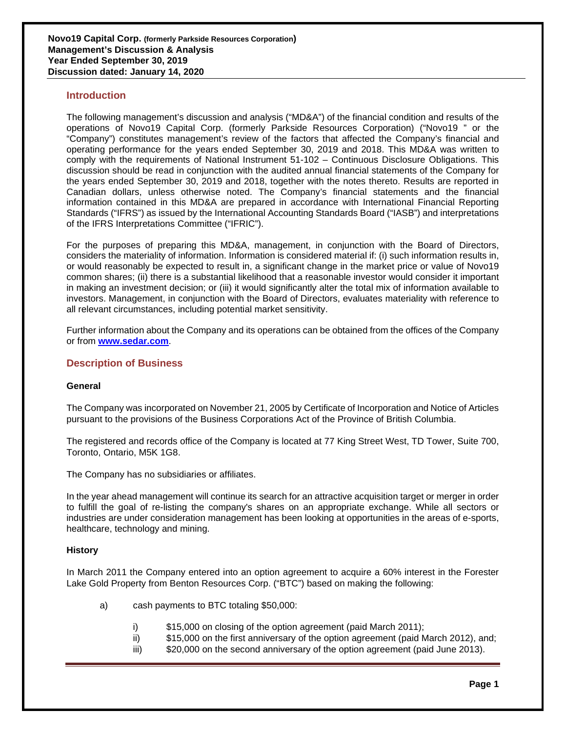**Novo19 Capital Corp. (formerly Parkside Resources Corporation)**
**Management's Discussion & Analysis**
**Year Ended September 30, 2019**
**Discussion dated: January 14, 2020**

## Introduction

The following management's discussion and analysis ("MD&A") of the financial condition and results of the operations of Novo19 Capital Corp. (formerly Parkside Resources Corporation) ("Novo19 " or the "Company") constitutes management's review of the factors that affected the Company's financial and operating performance for the years ended September 30, 2019 and 2018. This MD&A was written to comply with the requirements of National Instrument 51-102 – Continuous Disclosure Obligations. This discussion should be read in conjunction with the audited annual financial statements of the Company for the years ended September 30, 2019 and 2018, together with the notes thereto. Results are reported in Canadian dollars, unless otherwise noted. The Company's financial statements and the financial information contained in this MD&A are prepared in accordance with International Financial Reporting Standards ("IFRS") as issued by the International Accounting Standards Board ("IASB") and interpretations of the IFRS Interpretations Committee ("IFRIC").

For the purposes of preparing this MD&A, management, in conjunction with the Board of Directors, considers the materiality of information. Information is considered material if: (i) such information results in, or would reasonably be expected to result in, a significant change in the market price or value of Novo19 common shares; (ii) there is a substantial likelihood that a reasonable investor would consider it important in making an investment decision; or (iii) it would significantly alter the total mix of information available to investors. Management, in conjunction with the Board of Directors, evaluates materiality with reference to all relevant circumstances, including potential market sensitivity.

Further information about the Company and its operations can be obtained from the offices of the Company or from **www.sedar.com**.

## Description of Business

### General

The Company was incorporated on November 21, 2005 by Certificate of Incorporation and Notice of Articles pursuant to the provisions of the Business Corporations Act of the Province of British Columbia.

The registered and records office of the Company is located at 77 King Street West, TD Tower, Suite 700, Toronto, Ontario, M5K 1G8.

The Company has no subsidiaries or affiliates.

In the year ahead management will continue its search for an attractive acquisition target or merger in order to fulfill the goal of re-listing the company's shares on an appropriate exchange. While all sectors or industries are under consideration management has been looking at opportunities in the areas of e-sports, healthcare, technology and mining.

### History

In March 2011 the Company entered into an option agreement to acquire a 60% interest in the Forester Lake Gold Property from Benton Resources Corp. ("BTC") based on making the following:

a) cash payments to BTC totaling $50,000:

   i) $15,000 on closing of the option agreement (paid March 2011);
   ii) $15,000 on the first anniversary of the option agreement (paid March 2012), and;
   iii) $20,000 on the second anniversary of the option agreement (paid June 2013).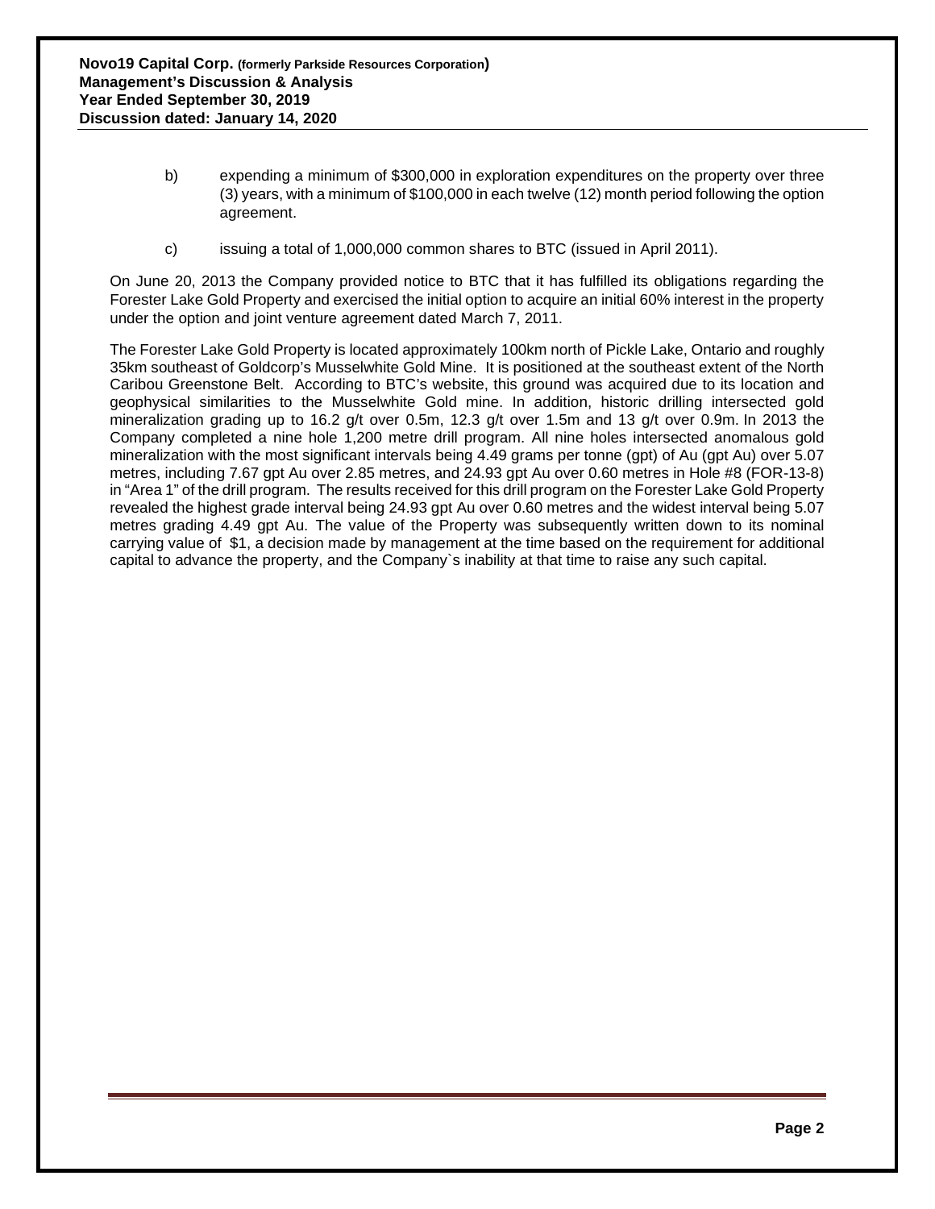b) expending a minimum of \$300,000 in exploration expenditures on the property over three (3) years, with a minimum of \$100,000 in each twelve (12) month period following the option agreement.

c) issuing a total of 1,000,000 common shares to BTC (issued in April 2011).

On June 20, 2013 the Company provided notice to BTC that it has fulfilled its obligations regarding the Forester Lake Gold Property and exercised the initial option to acquire an initial 60% interest in the property under the option and joint venture agreement dated March 7, 2011.

The Forester Lake Gold Property is located approximately 100km north of Pickle Lake, Ontario and roughly 35km southeast of Goldcorp's Musselwhite Gold Mine. It is positioned at the southeast extent of the North Caribou Greenstone Belt. According to BTC's website, this ground was acquired due to its location and geophysical similarities to the Musselwhite Gold mine. In addition, historic drilling intersected gold mineralization grading up to 16.2 g/t over 0.5m, 12.3 g/t over 1.5m and 13 g/t over 0.9m. In 2013 the Company completed a nine hole 1,200 metre drill program. All nine holes intersected anomalous gold mineralization with the most significant intervals being 4.49 grams per tonne (gpt) of Au (gpt Au) over 5.07 metres, including 7.67 gpt Au over 2.85 metres, and 24.93 gpt Au over 0.60 metres in Hole #8 (FOR-13-8) in "Area 1" of the drill program. The results received for this drill program on the Forester Lake Gold Property revealed the highest grade interval being 24.93 gpt Au over 0.60 metres and the widest interval being 5.07 metres grading 4.49 gpt Au. The value of the Property was subsequently written down to its nominal carrying value of \$1, a decision made by management at the time based on the requirement for additional capital to advance the property, and the Company`s inability at that time to raise any such capital.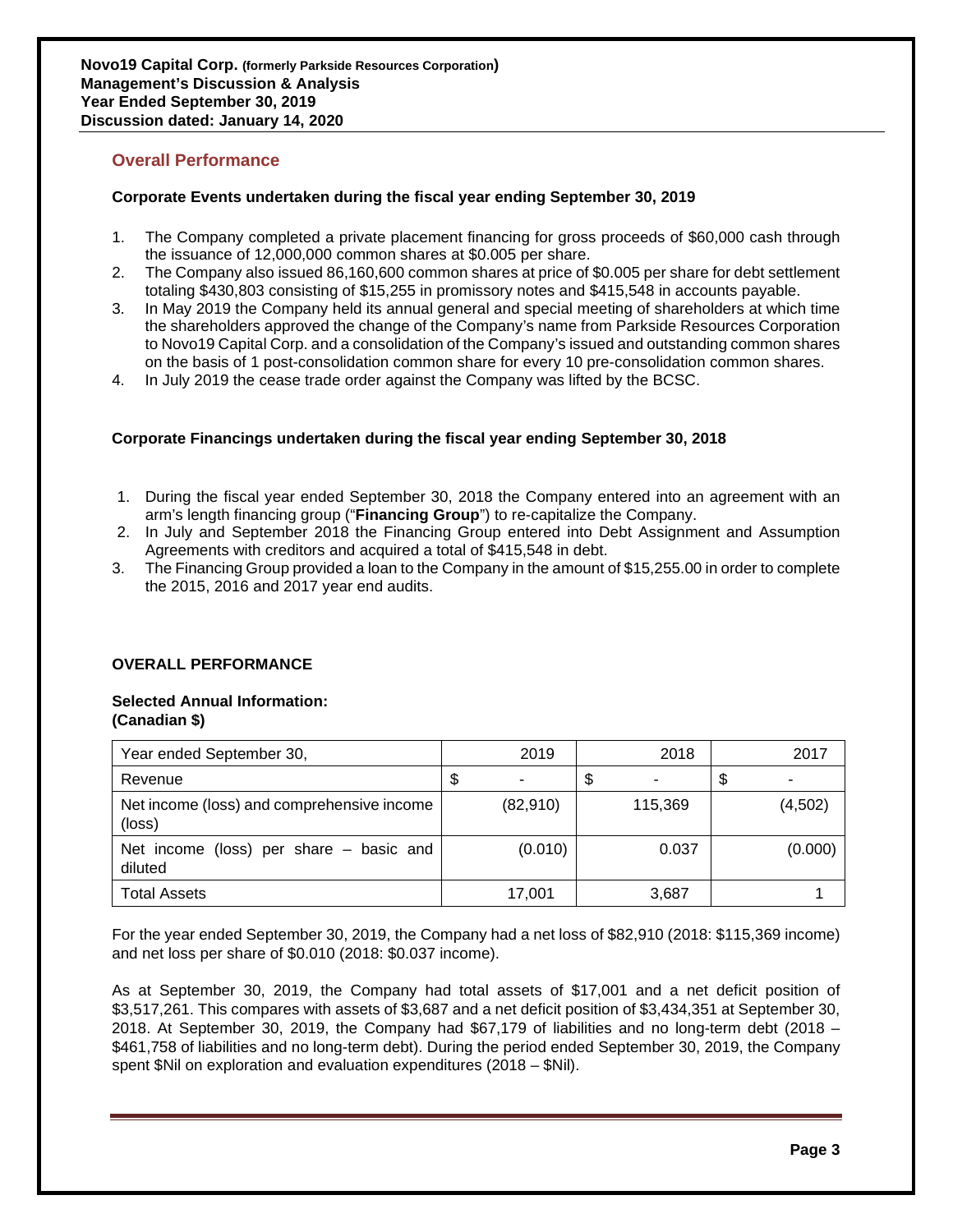## Overall Performance

**Corporate Events undertaken during the fiscal year ending September 30, 2019**

1. The Company completed a private placement financing for gross proceeds of $60,000 cash through the issuance of 12,000,000 common shares at $0.005 per share.
2. The Company also issued 86,160,600 common shares at price of $0.005 per share for debt settlement totaling $430,803 consisting of $15,255 in promissory notes and $415,548 in accounts payable.
3. In May 2019 the Company held its annual general and special meeting of shareholders at which time the shareholders approved the change of the Company's name from Parkside Resources Corporation to Novo19 Capital Corp. and a consolidation of the Company's issued and outstanding common shares on the basis of 1 post-consolidation common share for every 10 pre-consolidation common shares.
4. In July 2019 the cease trade order against the Company was lifted by the BCSC.

**Corporate Financings undertaken during the fiscal year ending September 30, 2018**

1. During the fiscal year ended September 30, 2018 the Company entered into an agreement with an arm's length financing group ("**Financing Group**") to re-capitalize the Company.
2. In July and September 2018 the Financing Group entered into Debt Assignment and Assumption Agreements with creditors and acquired a total of $415,548 in debt.
3. The Financing Group provided a loan to the Company in the amount of $15,255.00 in order to complete the 2015, 2016 and 2017 year end audits.

**OVERALL PERFORMANCE**

**Selected Annual Information:**
**(Canadian $)**

| Year ended September 30, | 2019 | 2018 | 2017 |
|---|---|---|---|
| Revenue | $ - | $ - | $ - |
| Net income (loss) and comprehensive income (loss) | (82,910) | 115,369 | (4,502) |
| Net income (loss) per share – basic and diluted | (0.010) | 0.037 | (0.000) |
| Total Assets | 17,001 | 3,687 | 1 |

For the year ended September 30, 2019, the Company had a net loss of $82,910 (2018: $115,369 income) and net loss per share of $0.010 (2018: $0.037 income).

As at September 30, 2019, the Company had total assets of $17,001 and a net deficit position of $3,517,261. This compares with assets of $3,687 and a net deficit position of $3,434,351 at September 30, 2018. At September 30, 2019, the Company had $67,179 of liabilities and no long-term debt (2018 – $461,758 of liabilities and no long-term debt). During the period ended September 30, 2019, the Company spent $Nil on exploration and evaluation expenditures (2018 – $Nil).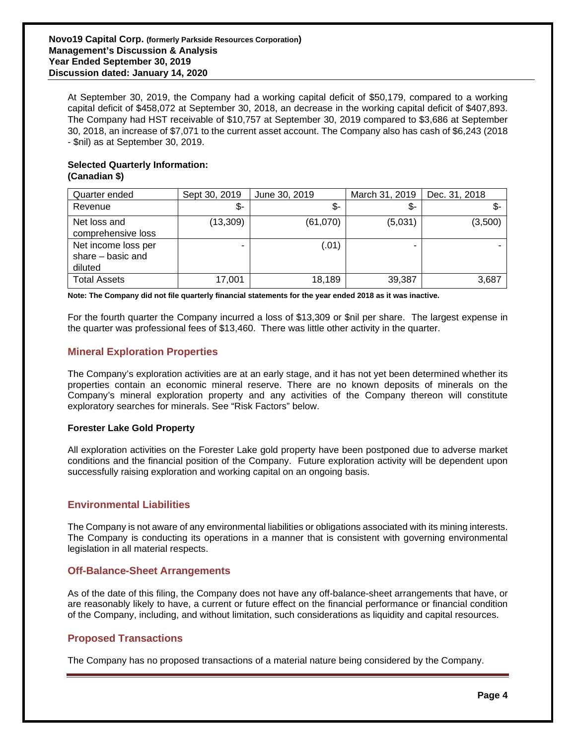At September 30, 2019, the Company had a working capital deficit of $50,179, compared to a working capital deficit of $458,072 at September 30, 2018, an decrease in the working capital deficit of $407,893. The Company had HST receivable of $10,757 at September 30, 2019 compared to $3,686 at September 30, 2018, an increase of $7,071 to the current asset account. The Company also has cash of $6,243 (2018 - $nil) as at September 30, 2019.

**Selected Quarterly Information:**
**(Canadian $)**

| Quarter ended | Sept 30, 2019 | June 30, 2019 | March 31, 2019 | Dec. 31, 2018 |
|---|---|---|---|---|
| Revenue | $- | $- | $- | $- |
| Net loss and comprehensive loss | (13,309) | (61,070) | (5,031) | (3,500) |
| Net income loss per share – basic and diluted | - | (.01) | - | - |
| Total Assets | 17,001 | 18,189 | 39,387 | 3,687 |

**Note: The Company did not file quarterly financial statements for the year ended 2018 as it was inactive.**

For the fourth quarter the Company incurred a loss of $13,309 or $nil per share. The largest expense in the quarter was professional fees of $13,460. There was little other activity in the quarter.

## Mineral Exploration Properties

The Company's exploration activities are at an early stage, and it has not yet been determined whether its properties contain an economic mineral reserve. There are no known deposits of minerals on the Company's mineral exploration property and any activities of the Company thereon will constitute exploratory searches for minerals. See "Risk Factors" below.

### Forester Lake Gold Property

All exploration activities on the Forester Lake gold property have been postponed due to adverse market conditions and the financial position of the Company. Future exploration activity will be dependent upon successfully raising exploration and working capital on an ongoing basis.

## Environmental Liabilities

The Company is not aware of any environmental liabilities or obligations associated with its mining interests. The Company is conducting its operations in a manner that is consistent with governing environmental legislation in all material respects.

## Off-Balance-Sheet Arrangements

As of the date of this filing, the Company does not have any off-balance-sheet arrangements that have, or are reasonably likely to have, a current or future effect on the financial performance or financial condition of the Company, including, and without limitation, such considerations as liquidity and capital resources.

## Proposed Transactions

The Company has no proposed transactions of a material nature being considered by the Company.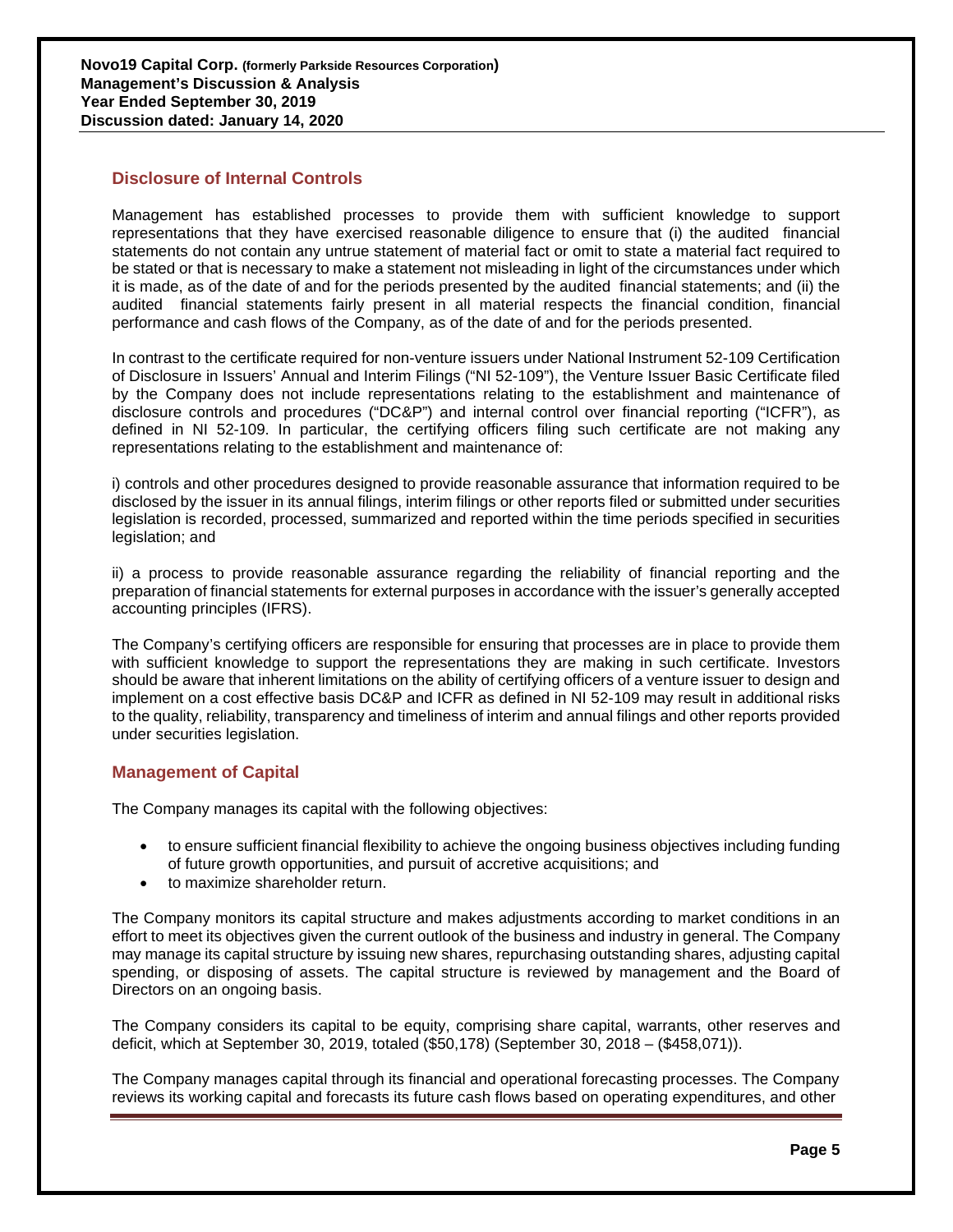## Disclosure of Internal Controls

Management has established processes to provide them with sufficient knowledge to support representations that they have exercised reasonable diligence to ensure that (i) the audited financial statements do not contain any untrue statement of material fact or omit to state a material fact required to be stated or that is necessary to make a statement not misleading in light of the circumstances under which it is made, as of the date of and for the periods presented by the audited financial statements; and (ii) the audited financial statements fairly present in all material respects the financial condition, financial performance and cash flows of the Company, as of the date of and for the periods presented.

In contrast to the certificate required for non-venture issuers under National Instrument 52-109 Certification of Disclosure in Issuers' Annual and Interim Filings ("NI 52-109"), the Venture Issuer Basic Certificate filed by the Company does not include representations relating to the establishment and maintenance of disclosure controls and procedures ("DC&P") and internal control over financial reporting ("ICFR"), as defined in NI 52-109. In particular, the certifying officers filing such certificate are not making any representations relating to the establishment and maintenance of:

i) controls and other procedures designed to provide reasonable assurance that information required to be disclosed by the issuer in its annual filings, interim filings or other reports filed or submitted under securities legislation is recorded, processed, summarized and reported within the time periods specified in securities legislation; and

ii) a process to provide reasonable assurance regarding the reliability of financial reporting and the preparation of financial statements for external purposes in accordance with the issuer's generally accepted accounting principles (IFRS).

The Company's certifying officers are responsible for ensuring that processes are in place to provide them with sufficient knowledge to support the representations they are making in such certificate. Investors should be aware that inherent limitations on the ability of certifying officers of a venture issuer to design and implement on a cost effective basis DC&P and ICFR as defined in NI 52-109 may result in additional risks to the quality, reliability, transparency and timeliness of interim and annual filings and other reports provided under securities legislation.

## Management of Capital

The Company manages its capital with the following objectives:

- to ensure sufficient financial flexibility to achieve the ongoing business objectives including funding of future growth opportunities, and pursuit of accretive acquisitions; and
- to maximize shareholder return.

The Company monitors its capital structure and makes adjustments according to market conditions in an effort to meet its objectives given the current outlook of the business and industry in general. The Company may manage its capital structure by issuing new shares, repurchasing outstanding shares, adjusting capital spending, or disposing of assets. The capital structure is reviewed by management and the Board of Directors on an ongoing basis.

The Company considers its capital to be equity, comprising share capital, warrants, other reserves and deficit, which at September 30, 2019, totaled ($50,178) (September 30, 2018 – ($458,071)).

The Company manages capital through its financial and operational forecasting processes. The Company reviews its working capital and forecasts its future cash flows based on operating expenditures, and other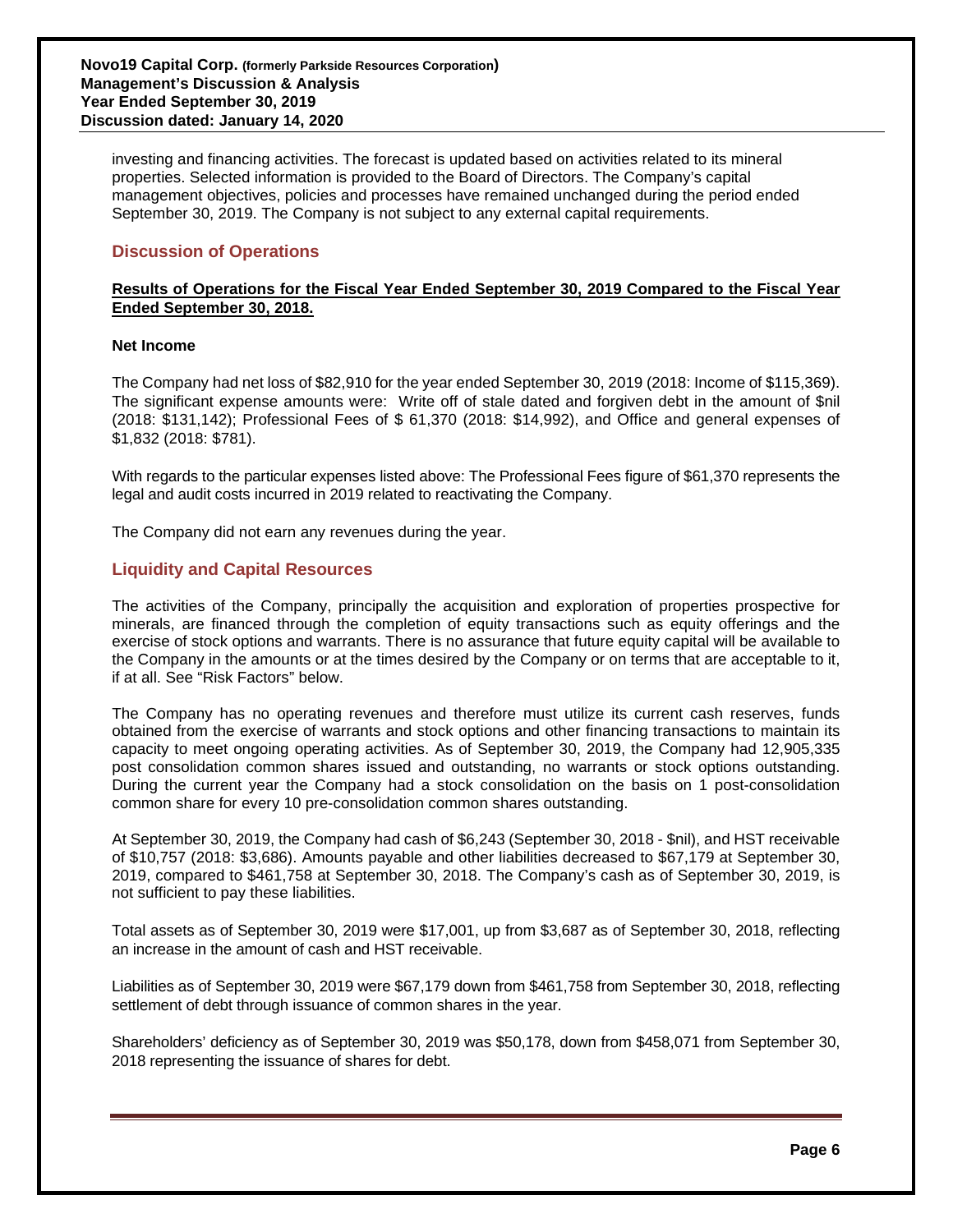investing and financing activities. The forecast is updated based on activities related to its mineral properties. Selected information is provided to the Board of Directors. The Company's capital management objectives, policies and processes have remained unchanged during the period ended September 30, 2019. The Company is not subject to any external capital requirements.

## Discussion of Operations

**Results of Operations for the Fiscal Year Ended September 30, 2019 Compared to the Fiscal Year Ended September 30, 2018.**

**Net Income**

The Company had net loss of $82,910 for the year ended September 30, 2019 (2018: Income of $115,369). The significant expense amounts were: Write off of stale dated and forgiven debt in the amount of $nil (2018: $131,142); Professional Fees of $ 61,370 (2018: $14,992), and Office and general expenses of $1,832 (2018: $781).

With regards to the particular expenses listed above: The Professional Fees figure of $61,370 represents the legal and audit costs incurred in 2019 related to reactivating the Company.

The Company did not earn any revenues during the year.

## Liquidity and Capital Resources

The activities of the Company, principally the acquisition and exploration of properties prospective for minerals, are financed through the completion of equity transactions such as equity offerings and the exercise of stock options and warrants. There is no assurance that future equity capital will be available to the Company in the amounts or at the times desired by the Company or on terms that are acceptable to it, if at all. See "Risk Factors" below.

The Company has no operating revenues and therefore must utilize its current cash reserves, funds obtained from the exercise of warrants and stock options and other financing transactions to maintain its capacity to meet ongoing operating activities. As of September 30, 2019, the Company had 12,905,335 post consolidation common shares issued and outstanding, no warrants or stock options outstanding. During the current year the Company had a stock consolidation on the basis on 1 post-consolidation common share for every 10 pre-consolidation common shares outstanding.

At September 30, 2019, the Company had cash of $6,243 (September 30, 2018 - $nil), and HST receivable of $10,757 (2018: $3,686). Amounts payable and other liabilities decreased to $67,179 at September 30, 2019, compared to $461,758 at September 30, 2018. The Company's cash as of September 30, 2019, is not sufficient to pay these liabilities.

Total assets as of September 30, 2019 were $17,001, up from $3,687 as of September 30, 2018, reflecting an increase in the amount of cash and HST receivable.

Liabilities as of September 30, 2019 were $67,179 down from $461,758 from September 30, 2018, reflecting settlement of debt through issuance of common shares in the year.

Shareholders' deficiency as of September 30, 2019 was $50,178, down from $458,071 from September 30, 2018 representing the issuance of shares for debt.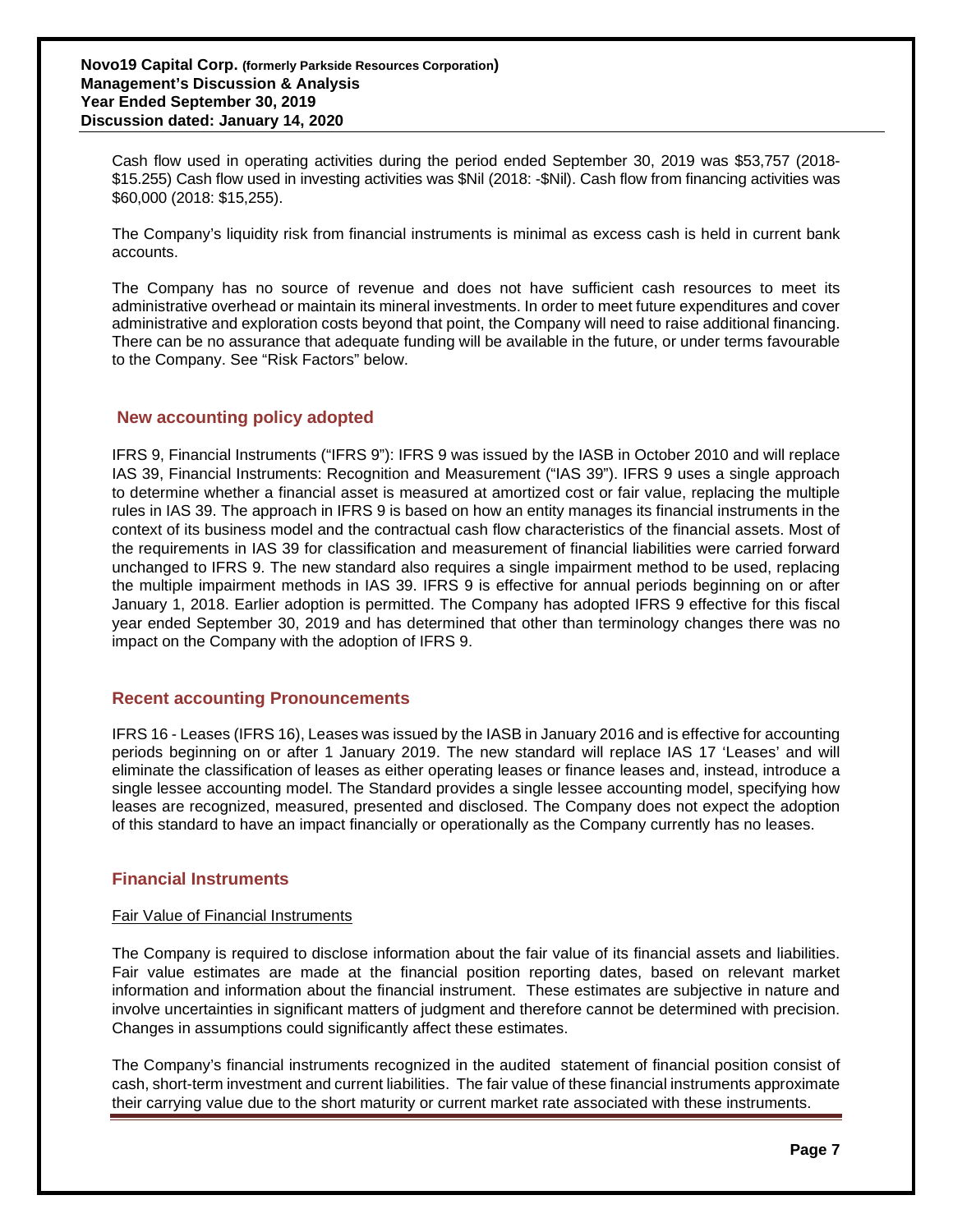Cash flow used in operating activities during the period ended September 30, 2019 was $53,757 (2018- $15.255) Cash flow used in investing activities was $Nil (2018: -$Nil). Cash flow from financing activities was $60,000 (2018: $15,255).

The Company's liquidity risk from financial instruments is minimal as excess cash is held in current bank accounts.

The Company has no source of revenue and does not have sufficient cash resources to meet its administrative overhead or maintain its mineral investments. In order to meet future expenditures and cover administrative and exploration costs beyond that point, the Company will need to raise additional financing. There can be no assurance that adequate funding will be available in the future, or under terms favourable to the Company. See "Risk Factors" below.

## New accounting policy adopted

IFRS 9, Financial Instruments ("IFRS 9"): IFRS 9 was issued by the IASB in October 2010 and will replace IAS 39, Financial Instruments: Recognition and Measurement ("IAS 39"). IFRS 9 uses a single approach to determine whether a financial asset is measured at amortized cost or fair value, replacing the multiple rules in IAS 39. The approach in IFRS 9 is based on how an entity manages its financial instruments in the context of its business model and the contractual cash flow characteristics of the financial assets. Most of the requirements in IAS 39 for classification and measurement of financial liabilities were carried forward unchanged to IFRS 9. The new standard also requires a single impairment method to be used, replacing the multiple impairment methods in IAS 39. IFRS 9 is effective for annual periods beginning on or after January 1, 2018. Earlier adoption is permitted. The Company has adopted IFRS 9 effective for this fiscal year ended September 30, 2019 and has determined that other than terminology changes there was no impact on the Company with the adoption of IFRS 9.

## Recent accounting Pronouncements

IFRS 16 - Leases (IFRS 16), Leases was issued by the IASB in January 2016 and is effective for accounting periods beginning on or after 1 January 2019. The new standard will replace IAS 17 'Leases' and will eliminate the classification of leases as either operating leases or finance leases and, instead, introduce a single lessee accounting model. The Standard provides a single lessee accounting model, specifying how leases are recognized, measured, presented and disclosed. The Company does not expect the adoption of this standard to have an impact financially or operationally as the Company currently has no leases.

## Financial Instruments

Fair Value of Financial Instruments

The Company is required to disclose information about the fair value of its financial assets and liabilities. Fair value estimates are made at the financial position reporting dates, based on relevant market information and information about the financial instrument. These estimates are subjective in nature and involve uncertainties in significant matters of judgment and therefore cannot be determined with precision. Changes in assumptions could significantly affect these estimates.

The Company's financial instruments recognized in the audited statement of financial position consist of cash, short-term investment and current liabilities. The fair value of these financial instruments approximate their carrying value due to the short maturity or current market rate associated with these instruments.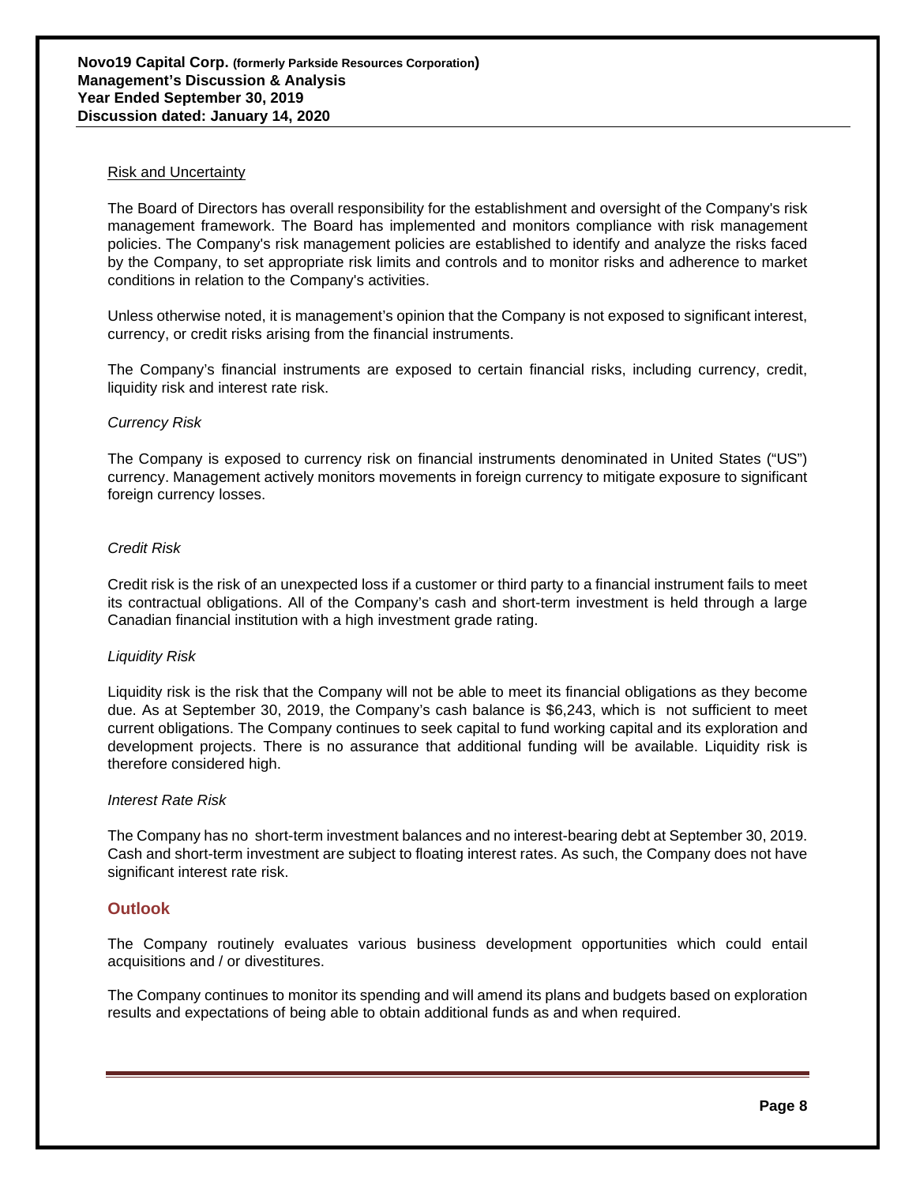## Risk and Uncertainty

The Board of Directors has overall responsibility for the establishment and oversight of the Company's risk management framework. The Board has implemented and monitors compliance with risk management policies. The Company's risk management policies are established to identify and analyze the risks faced by the Company, to set appropriate risk limits and controls and to monitor risks and adherence to market conditions in relation to the Company's activities.

Unless otherwise noted, it is management's opinion that the Company is not exposed to significant interest, currency, or credit risks arising from the financial instruments.

The Company's financial instruments are exposed to certain financial risks, including currency, credit, liquidity risk and interest rate risk.

*Currency Risk*

The Company is exposed to currency risk on financial instruments denominated in United States ("US") currency. Management actively monitors movements in foreign currency to mitigate exposure to significant foreign currency losses.

*Credit Risk*

Credit risk is the risk of an unexpected loss if a customer or third party to a financial instrument fails to meet its contractual obligations. All of the Company's cash and short-term investment is held through a large Canadian financial institution with a high investment grade rating.

*Liquidity Risk*

Liquidity risk is the risk that the Company will not be able to meet its financial obligations as they become due. As at September 30, 2019, the Company's cash balance is $6,243, which is not sufficient to meet current obligations. The Company continues to seek capital to fund working capital and its exploration and development projects. There is no assurance that additional funding will be available. Liquidity risk is therefore considered high.

*Interest Rate Risk*

The Company has no short-term investment balances and no interest-bearing debt at September 30, 2019. Cash and short-term investment are subject to floating interest rates. As such, the Company does not have significant interest rate risk.

## Outlook

The Company routinely evaluates various business development opportunities which could entail acquisitions and / or divestitures.

The Company continues to monitor its spending and will amend its plans and budgets based on exploration results and expectations of being able to obtain additional funds as and when required.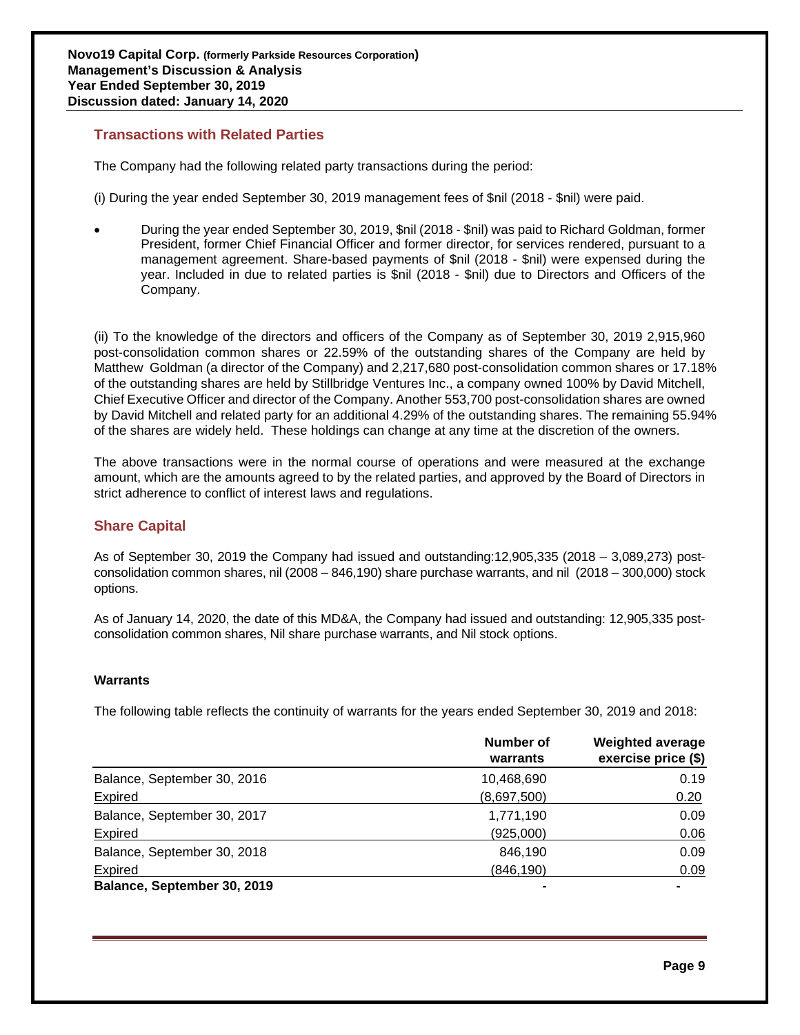## Transactions with Related Parties

The Company had the following related party transactions during the period:

(i) During the year ended September 30, 2019 management fees of $nil (2018 - $nil) were paid.

- During the year ended September 30, 2019, $nil (2018 - $nil) was paid to Richard Goldman, former President, former Chief Financial Officer and former director, for services rendered, pursuant to a management agreement. Share-based payments of $nil (2018 - $nil) were expensed during the year. Included in due to related parties is $nil (2018 - $nil) due to Directors and Officers of the Company.

(ii) To the knowledge of the directors and officers of the Company as of September 30, 2019 2,915,960 post-consolidation common shares or 22.59% of the outstanding shares of the Company are held by Matthew Goldman (a director of the Company) and 2,217,680 post-consolidation common shares or 17.18% of the outstanding shares are held by Stillbridge Ventures Inc., a company owned 100% by David Mitchell, Chief Executive Officer and director of the Company. Another 553,700 post-consolidation shares are owned by David Mitchell and related party for an additional 4.29% of the outstanding shares. The remaining 55.94% of the shares are widely held. These holdings can change at any time at the discretion of the owners.

The above transactions were in the normal course of operations and were measured at the exchange amount, which are the amounts agreed to by the related parties, and approved by the Board of Directors in strict adherence to conflict of interest laws and regulations.

## Share Capital

As of September 30, 2019 the Company had issued and outstanding:12,905,335 (2018 – 3,089,273) post-consolidation common shares, nil (2008 – 846,190) share purchase warrants, and nil (2018 – 300,000) stock options.

As of January 14, 2020, the date of this MD&A, the Company had issued and outstanding: 12,905,335 post-consolidation common shares, Nil share purchase warrants, and Nil stock options.

### Warrants

The following table reflects the continuity of warrants for the years ended September 30, 2019 and 2018:

| | Number of warrants | Weighted average exercise price ($) |
|---|---|---|
| Balance, September 30, 2016 | 10,468,690 | 0.19 |
| Expired | (8,697,500) | 0.20 |
| Balance, September 30, 2017 | 1,771,190 | 0.09 |
| Expired | (925,000) | 0.06 |
| Balance, September 30, 2018 | 846,190 | 0.09 |
| Expired | (846,190) | 0.09 |
| **Balance, September 30, 2019** | - | - |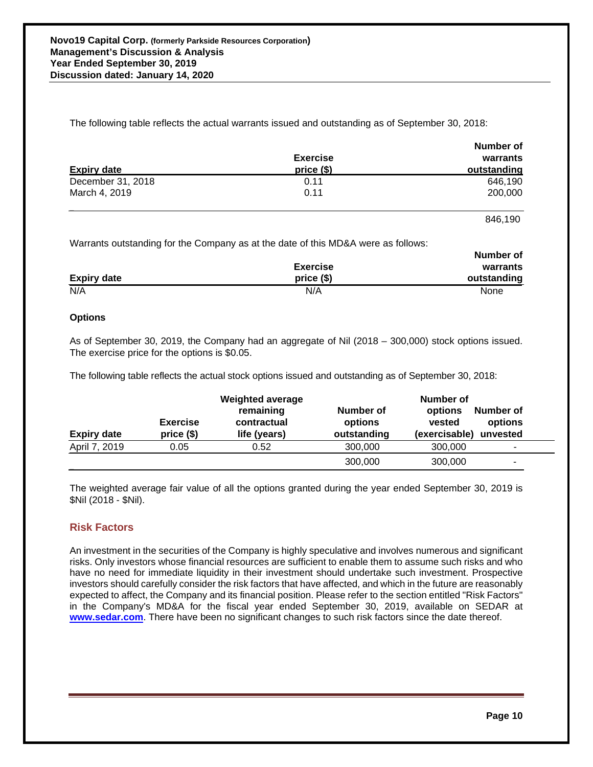The following table reflects the actual warrants issued and outstanding as of September 30, 2018:

| Expiry date | Exercise price ($) | Number of warrants outstanding |
|---|---|---|
| December 31, 2018 | 0.11 | 646,190 |
| March 4, 2019 | 0.11 | 200,000 |
| | | 846,190 |

Warrants outstanding for the Company as at the date of this MD&A were as follows:

| Expiry date | Exercise price ($) | Number of warrants outstanding |
|---|---|---|
| N/A | N/A | None |

**Options**

As of September 30, 2019, the Company had an aggregate of Nil (2018 – 300,000) stock options issued. The exercise price for the options is $0.05.

The following table reflects the actual stock options issued and outstanding as of September 30, 2018:

| Expiry date | Exercise price ($) | Weighted average remaining contractual life (years) | Number of options outstanding | Number of options vested (exercisable) | Number of options unvested |
|---|---|---|---|---|---|
| April 7, 2019 | 0.05 | 0.52 | 300,000 | 300,000 | - |
| | | | 300,000 | 300,000 | - |

The weighted average fair value of all the options granted during the year ended September 30, 2019 is $Nil (2018 - $Nil).

## Risk Factors

An investment in the securities of the Company is highly speculative and involves numerous and significant risks. Only investors whose financial resources are sufficient to enable them to assume such risks and who have no need for immediate liquidity in their investment should undertake such investment. Prospective investors should carefully consider the risk factors that have affected, and which in the future are reasonably expected to affect, the Company and its financial position. Please refer to the section entitled "Risk Factors" in the Company's MD&A for the fiscal year ended September 30, 2019, available on SEDAR at **www.sedar.com**. There have been no significant changes to such risk factors since the date thereof.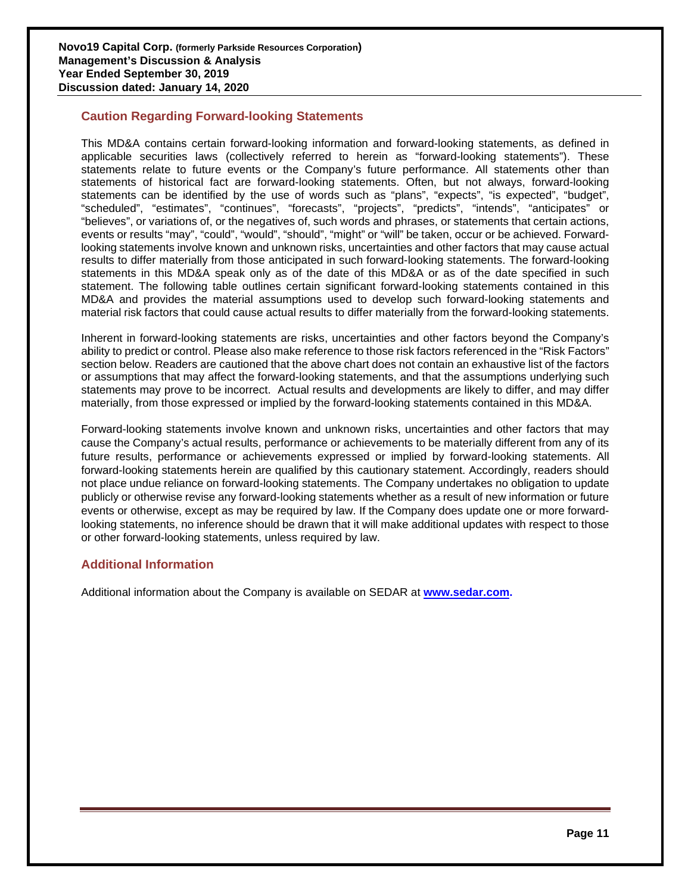## Caution Regarding Forward-looking Statements

This MD&A contains certain forward-looking information and forward-looking statements, as defined in applicable securities laws (collectively referred to herein as "forward-looking statements"). These statements relate to future events or the Company's future performance. All statements other than statements of historical fact are forward-looking statements. Often, but not always, forward-looking statements can be identified by the use of words such as "plans", "expects", "is expected", "budget", "scheduled", "estimates", "continues", "forecasts", "projects", "predicts", "intends", "anticipates" or "believes", or variations of, or the negatives of, such words and phrases, or statements that certain actions, events or results "may", "could", "would", "should", "might" or "will" be taken, occur or be achieved. Forward-looking statements involve known and unknown risks, uncertainties and other factors that may cause actual results to differ materially from those anticipated in such forward-looking statements. The forward-looking statements in this MD&A speak only as of the date of this MD&A or as of the date specified in such statement. The following table outlines certain significant forward-looking statements contained in this MD&A and provides the material assumptions used to develop such forward-looking statements and material risk factors that could cause actual results to differ materially from the forward-looking statements.

Inherent in forward-looking statements are risks, uncertainties and other factors beyond the Company's ability to predict or control. Please also make reference to those risk factors referenced in the "Risk Factors" section below. Readers are cautioned that the above chart does not contain an exhaustive list of the factors or assumptions that may affect the forward-looking statements, and that the assumptions underlying such statements may prove to be incorrect. Actual results and developments are likely to differ, and may differ materially, from those expressed or implied by the forward-looking statements contained in this MD&A.

Forward-looking statements involve known and unknown risks, uncertainties and other factors that may cause the Company's actual results, performance or achievements to be materially different from any of its future results, performance or achievements expressed or implied by forward-looking statements. All forward-looking statements herein are qualified by this cautionary statement. Accordingly, readers should not place undue reliance on forward-looking statements. The Company undertakes no obligation to update publicly or otherwise revise any forward-looking statements whether as a result of new information or future events or otherwise, except as may be required by law. If the Company does update one or more forward-looking statements, no inference should be drawn that it will make additional updates with respect to those or other forward-looking statements, unless required by law.

## Additional Information

Additional information about the Company is available on SEDAR at **www.sedar.com.**